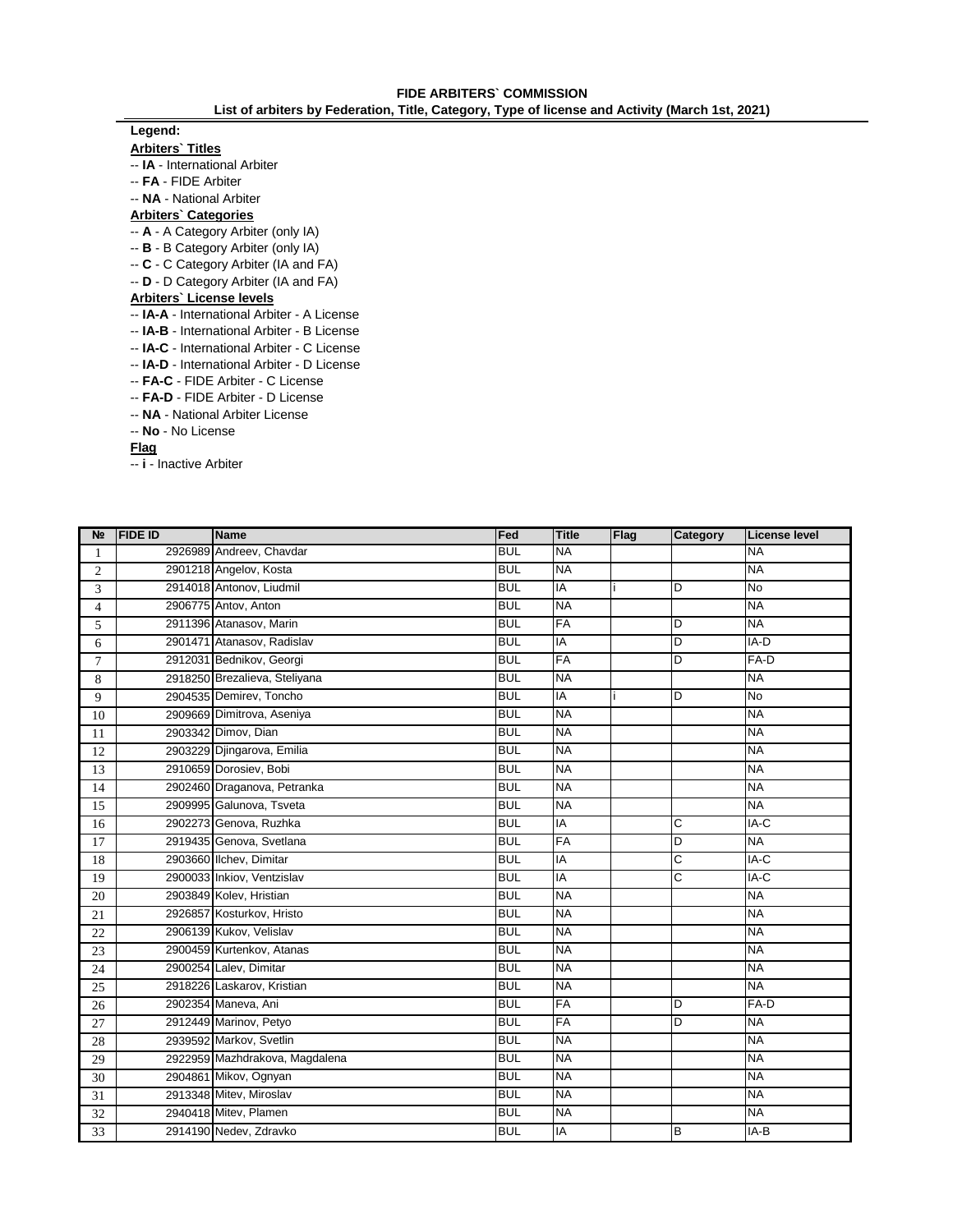# FIDE ARBITERS` COMMISSION

**List of arbiters by Federation, Title, Category, Type of license and Activity (March 1st, 2021)**

**Legend:**

**Arbiters` Titles**

- -- **IA** - International Arbiter
- -- **FA** - FIDE Arbiter
- -- **NA** - National Arbiter

**Arbiters` Categories**

- -- **A** - A Category Arbiter (only IA)
- -- **B** - B Category Arbiter (only IA)
- -- **C** - C Category Arbiter (IA and FA)
- -- **D** - D Category Arbiter (IA and FA)

**Arbiters` License levels**

- -- **IA-A** - International Arbiter - A License
- -- **IA-B** - International Arbiter - B License
- -- **IA-C** - International Arbiter - C License
- -- **IA-D** - International Arbiter - D License
- -- **FA-C** - FIDE Arbiter - C License
- -- **FA-D** - FIDE Arbiter - D License
- -- **NA** - National Arbiter License
- -- **No** - No License

**Flag**

- -- **i** - Inactive Arbiter

| № | FIDE ID | Name | Fed | Title | Flag | Category | License level |
|---|---|---|---|---|---|---|---|
| 1 | 2926989 | Andreev, Chavdar | BUL | NA | | | NA |
| 2 | 2901218 | Angelov, Kosta | BUL | NA | | | NA |
| 3 | 2914018 | Antonov, Liudmil | BUL | IA | i | D | No |
| 4 | 2906775 | Antov, Anton | BUL | NA | | | NA |
| 5 | 2911396 | Atanasov, Marin | BUL | FA | | D | NA |
| 6 | 2901471 | Atanasov, Radislav | BUL | IA | | D | IA-D |
| 7 | 2912031 | Bednikov, Georgi | BUL | FA | | D | FA-D |
| 8 | 2918250 | Brezalieva, Steliyana | BUL | NA | | | NA |
| 9 | 2904535 | Demirev, Toncho | BUL | IA | i | D | No |
| 10 | 2909669 | Dimitrova, Aseniya | BUL | NA | | | NA |
| 11 | 2903342 | Dimov, Dian | BUL | NA | | | NA |
| 12 | 2903229 | Djingarova, Emilia | BUL | NA | | | NA |
| 13 | 2910659 | Dorosiev, Bobi | BUL | NA | | | NA |
| 14 | 2902460 | Draganova, Petranka | BUL | NA | | | NA |
| 15 | 2909995 | Galunova, Tsveta | BUL | NA | | | NA |
| 16 | 2902273 | Genova, Ruzhka | BUL | IA | | C | IA-C |
| 17 | 2919435 | Genova, Svetlana | BUL | FA | | D | NA |
| 18 | 2903660 | Ilchev, Dimitar | BUL | IA | | C | IA-C |
| 19 | 2900033 | Inkiov, Ventzislav | BUL | IA | | C | IA-C |
| 20 | 2903849 | Kolev, Hristian | BUL | NA | | | NA |
| 21 | 2926857 | Kosturkov, Hristo | BUL | NA | | | NA |
| 22 | 2906139 | Kukov, Velislav | BUL | NA | | | NA |
| 23 | 2900459 | Kurtenkov, Atanas | BUL | NA | | | NA |
| 24 | 2900254 | Lalev, Dimitar | BUL | NA | | | NA |
| 25 | 2918226 | Laskarov, Kristian | BUL | NA | | | NA |
| 26 | 2902354 | Maneva, Ani | BUL | FA | | D | FA-D |
| 27 | 2912449 | Marinov, Petyo | BUL | FA | | D | NA |
| 28 | 2939592 | Markov, Svetlin | BUL | NA | | | NA |
| 29 | 2922959 | Mazhdrakova, Magdalena | BUL | NA | | | NA |
| 30 | 2904861 | Mikov, Ognyan | BUL | NA | | | NA |
| 31 | 2913348 | Mitev, Miroslav | BUL | NA | | | NA |
| 32 | 2940418 | Mitev, Plamen | BUL | NA | | | NA |
| 33 | 2914190 | Nedev, Zdravko | BUL | IA | | B | IA-B |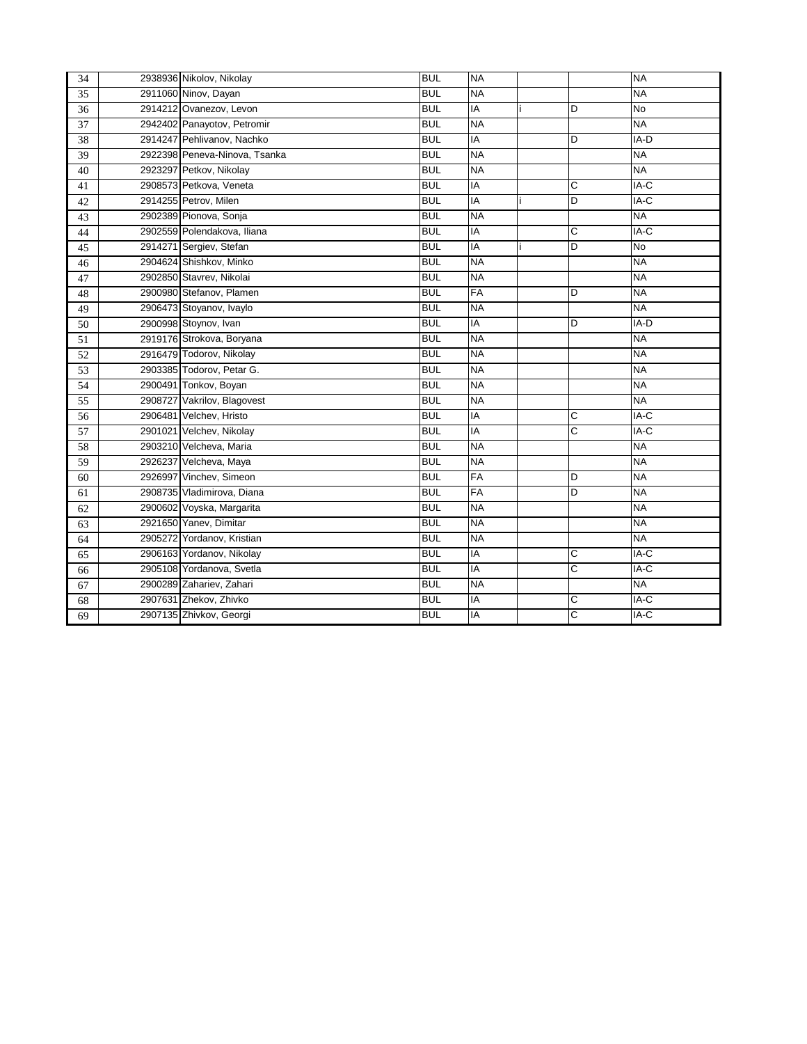| | | | | | | | |
|---|---|---|---|---|---|---|---|
| 34 | 2938936 | Nikolov, Nikolay | BUL | NA | | | NA |
| 35 | 2911060 | Ninov, Dayan | BUL | NA | | | NA |
| 36 | 2914212 | Ovanezov, Levon | BUL | IA | i | D | No |
| 37 | 2942402 | Panayotov, Petromir | BUL | NA | | | NA |
| 38 | 2914247 | Pehlivanov, Nachko | BUL | IA | | D | IA-D |
| 39 | 2922398 | Peneva-Ninova, Tsanka | BUL | NA | | | NA |
| 40 | 2923297 | Petkov, Nikolay | BUL | NA | | | NA |
| 41 | 2908573 | Petkova, Veneta | BUL | IA | | C | IA-C |
| 42 | 2914255 | Petrov, Milen | BUL | IA | i | D | IA-C |
| 43 | 2902389 | Pionova, Sonja | BUL | NA | | | NA |
| 44 | 2902559 | Polendakova, Iliana | BUL | IA | | C | IA-C |
| 45 | 2914271 | Sergiev, Stefan | BUL | IA | i | D | No |
| 46 | 2904624 | Shishkov, Minko | BUL | NA | | | NA |
| 47 | 2902850 | Stavrev, Nikolai | BUL | NA | | | NA |
| 48 | 2900980 | Stefanov, Plamen | BUL | FA | | D | NA |
| 49 | 2906473 | Stoyanov, Ivaylo | BUL | NA | | | NA |
| 50 | 2900998 | Stoynov, Ivan | BUL | IA | | D | IA-D |
| 51 | 2919176 | Strokova, Boryana | BUL | NA | | | NA |
| 52 | 2916479 | Todorov, Nikolay | BUL | NA | | | NA |
| 53 | 2903385 | Todorov, Petar G. | BUL | NA | | | NA |
| 54 | 2900491 | Tonkov, Boyan | BUL | NA | | | NA |
| 55 | 2908727 | Vakrilov, Blagovest | BUL | NA | | | NA |
| 56 | 2906481 | Velchev, Hristo | BUL | IA | | C | IA-C |
| 57 | 2901021 | Velchev, Nikolay | BUL | IA | | C | IA-C |
| 58 | 2903210 | Velcheva, Maria | BUL | NA | | | NA |
| 59 | 2926237 | Velcheva, Maya | BUL | NA | | | NA |
| 60 | 2926997 | Vinchev, Simeon | BUL | FA | | D | NA |
| 61 | 2908735 | Vladimirova, Diana | BUL | FA | | D | NA |
| 62 | 2900602 | Voyska, Margarita | BUL | NA | | | NA |
| 63 | 2921650 | Yanev, Dimitar | BUL | NA | | | NA |
| 64 | 2905272 | Yordanov, Kristian | BUL | NA | | | NA |
| 65 | 2906163 | Yordanov, Nikolay | BUL | IA | | C | IA-C |
| 66 | 2905108 | Yordanova, Svetla | BUL | IA | | C | IA-C |
| 67 | 2900289 | Zahariev, Zahari | BUL | NA | | | NA |
| 68 | 2907631 | Zhekov, Zhivko | BUL | IA | | C | IA-C |
| 69 | 2907135 | Zhivkov, Georgi | BUL | IA | | C | IA-C |